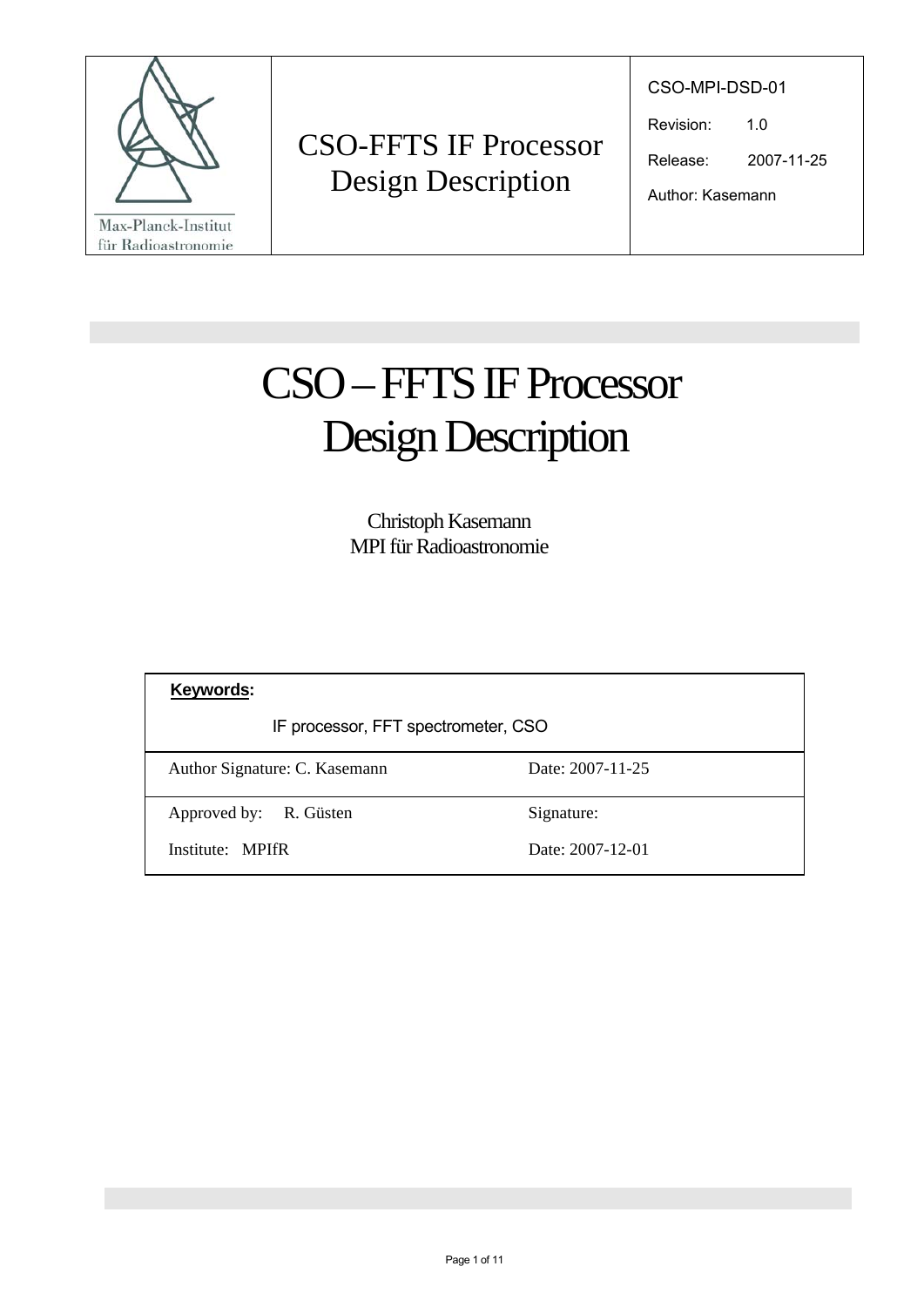| Max-Planck-Institut für Radioastronomie | CSO-FFTS IF Processor Design Description | CSO-MPI-DSD-01<br>Revision: 1.0<br>Release: 2007-11-25<br>Author: Kasemann |
|---|---|---|

# CSO – FFTS IF Processor Design Description

Christoph Kasemann
MPI für Radioastronomie

| **Keywords:** IF processor, FFT spectrometer, CSO | |
|---|---|
| Author Signature: C. Kasemann | Date: 2007-11-25 |
| Approved by: R. Güsten<br>Institute: MPIfR | Signature:<br>Date: 2007-12-01 |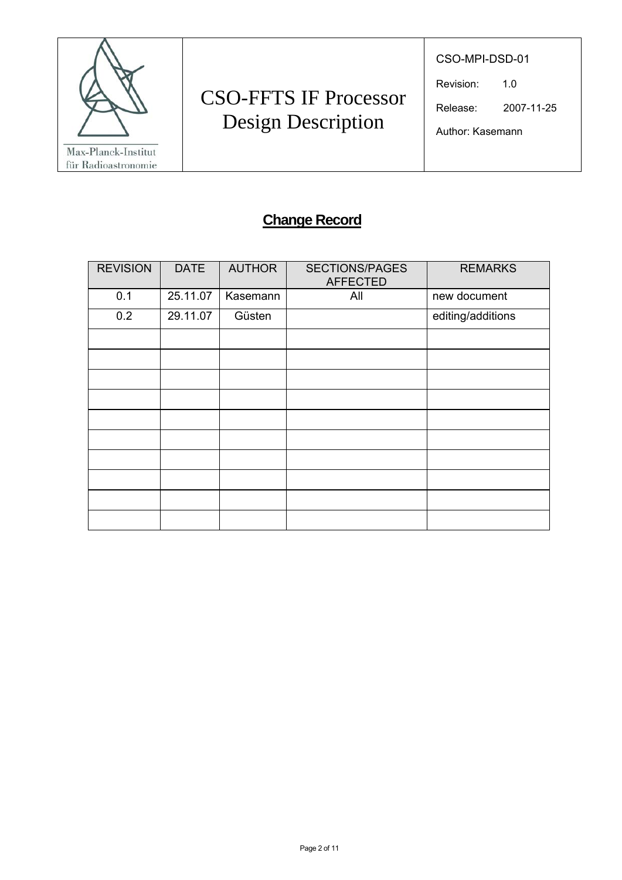## Change Record

| REVISION | DATE | AUTHOR | SECTIONS/PAGES AFFECTED | REMARKS |
|---|---|---|---|---|
| 0.1 | 25.11.07 | Kasemann | All | new document |
| 0.2 | 29.11.07 | Güsten | | editing/additions |
| | | | | |
| | | | | |
| | | | | |
| | | | | |
| | | | | |
| | | | | |
| | | | | |
| | | | | |
| | | | | |
| | | | | |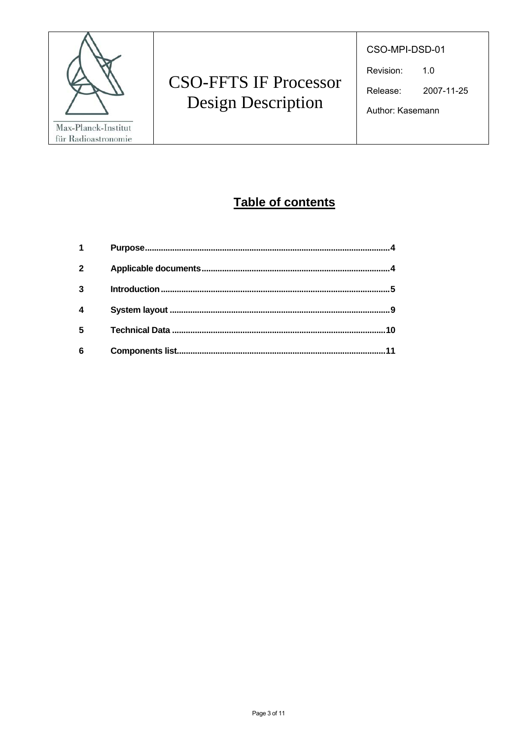## Table of contents

| | | |
|---|---|---|
| 1 | Purpose | 4 |
| 2 | Applicable documents | 4 |
| 3 | Introduction | 5 |
| 4 | System layout | 9 |
| 5 | Technical Data | 10 |
| 6 | Components list | 11 |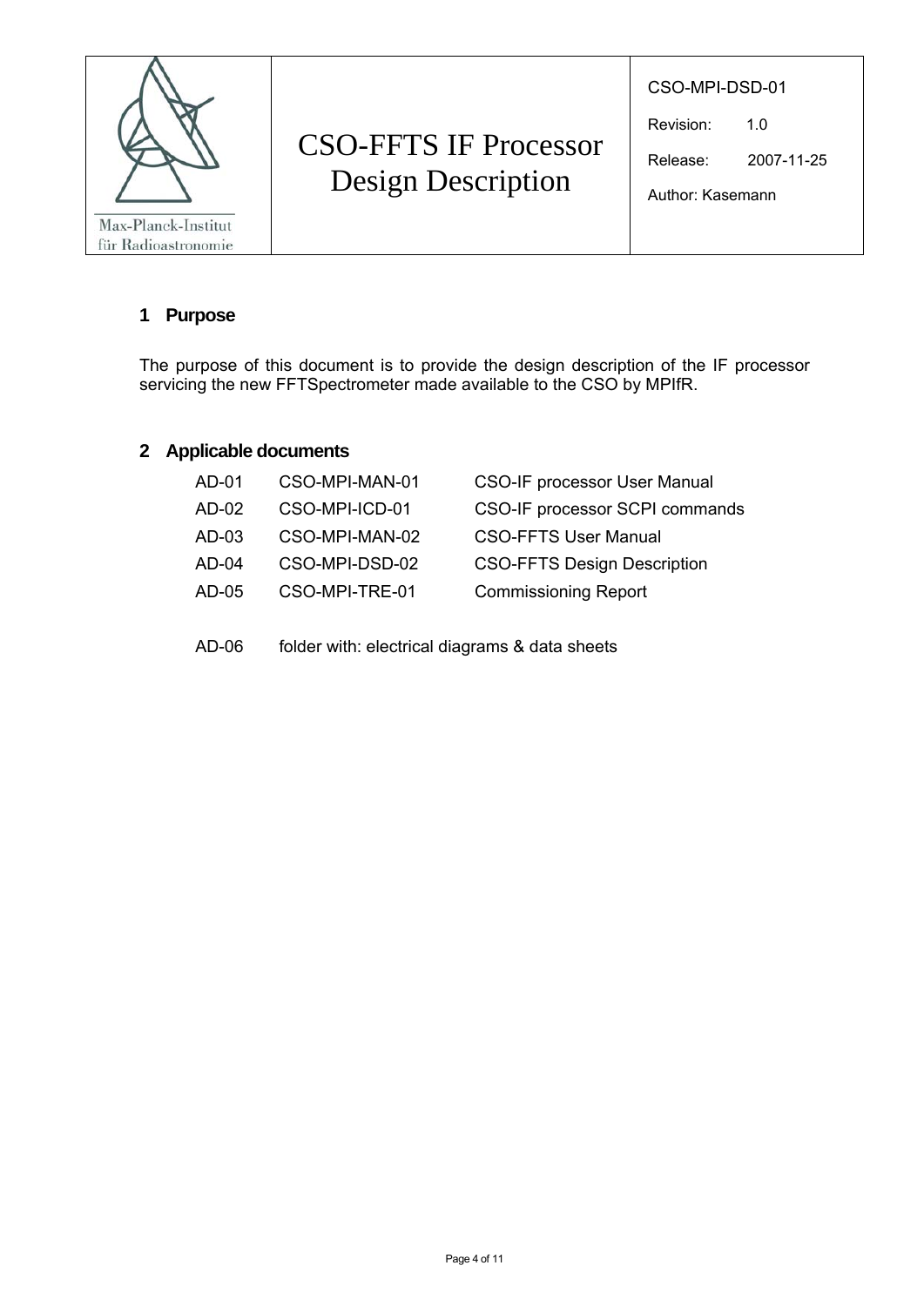## 1 Purpose

The purpose of this document is to provide the design description of the IF processor servicing the new FFTSpectrometer made available to the CSO by MPIfR.

## 2 Applicable documents

| | | |
|---|---|---|
| AD-01 | CSO-MPI-MAN-01 | CSO-IF processor User Manual |
| AD-02 | CSO-MPI-ICD-01 | CSO-IF processor SCPI commands |
| AD-03 | CSO-MPI-MAN-02 | CSO-FFTS User Manual |
| AD-04 | CSO-MPI-DSD-02 | CSO-FFTS Design Description |
| AD-05 | CSO-MPI-TRE-01 | Commissioning Report |

AD-06 folder with: electrical diagrams & data sheets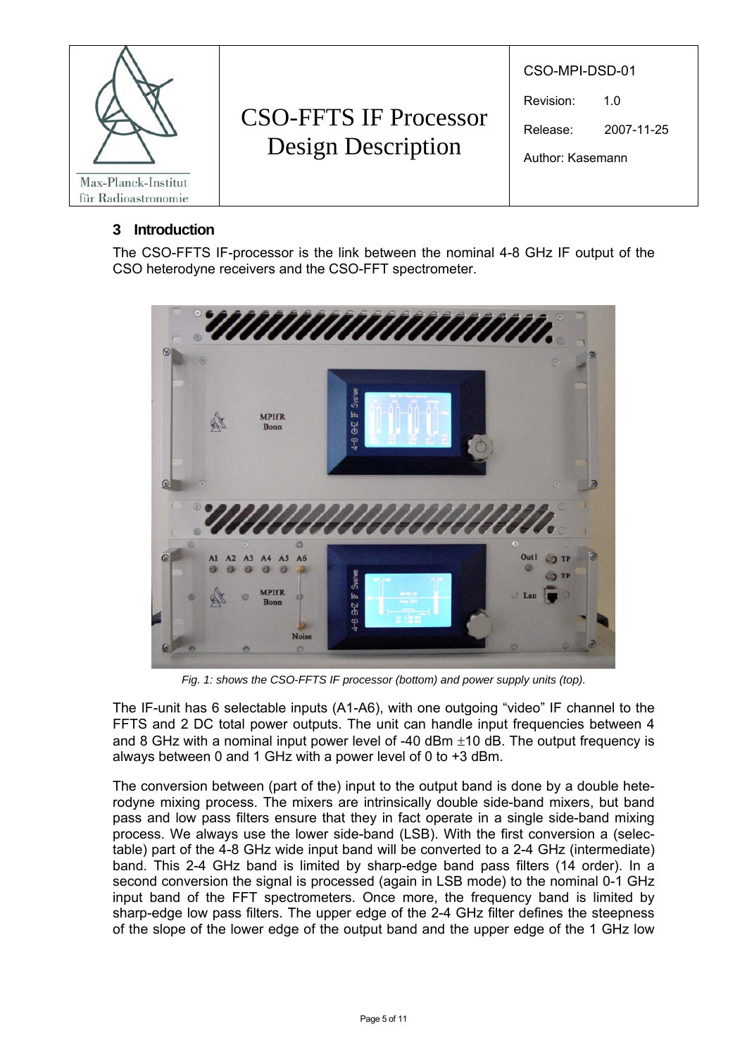## 3 Introduction

The CSO-FFTS IF-processor is the link between the nominal 4-8 GHz IF output of the CSO heterodyne receivers and the CSO-FFT spectrometer.

*Fig. 1: shows the CSO-FFTS IF processor (bottom) and power supply units (top).*

The IF-unit has 6 selectable inputs (A1-A6), with one outgoing "video" IF channel to the FFTS and 2 DC total power outputs. The unit can handle input frequencies between 4 and 8 GHz with a nominal input power level of -40 dBm $\pm$10 dB. The output frequency is always between 0 and 1 GHz with a power level of 0 to +3 dBm.

The conversion between (part of the) input to the output band is done by a double heterodyne mixing process. The mixers are intrinsically double side-band mixers, but band pass and low pass filters ensure that they in fact operate in a single side-band mixing process. We always use the lower side-band (LSB). With the first conversion a (selectable) part of the 4-8 GHz wide input band will be converted to a 2-4 GHz (intermediate) band. This 2-4 GHz band is limited by sharp-edge band pass filters (14 order). In a second conversion the signal is processed (again in LSB mode) to the nominal 0-1 GHz input band of the FFT spectrometers. Once more, the frequency band is limited by sharp-edge low pass filters. The upper edge of the 2-4 GHz filter defines the steepness of the slope of the lower edge of the output band and the upper edge of the 1 GHz low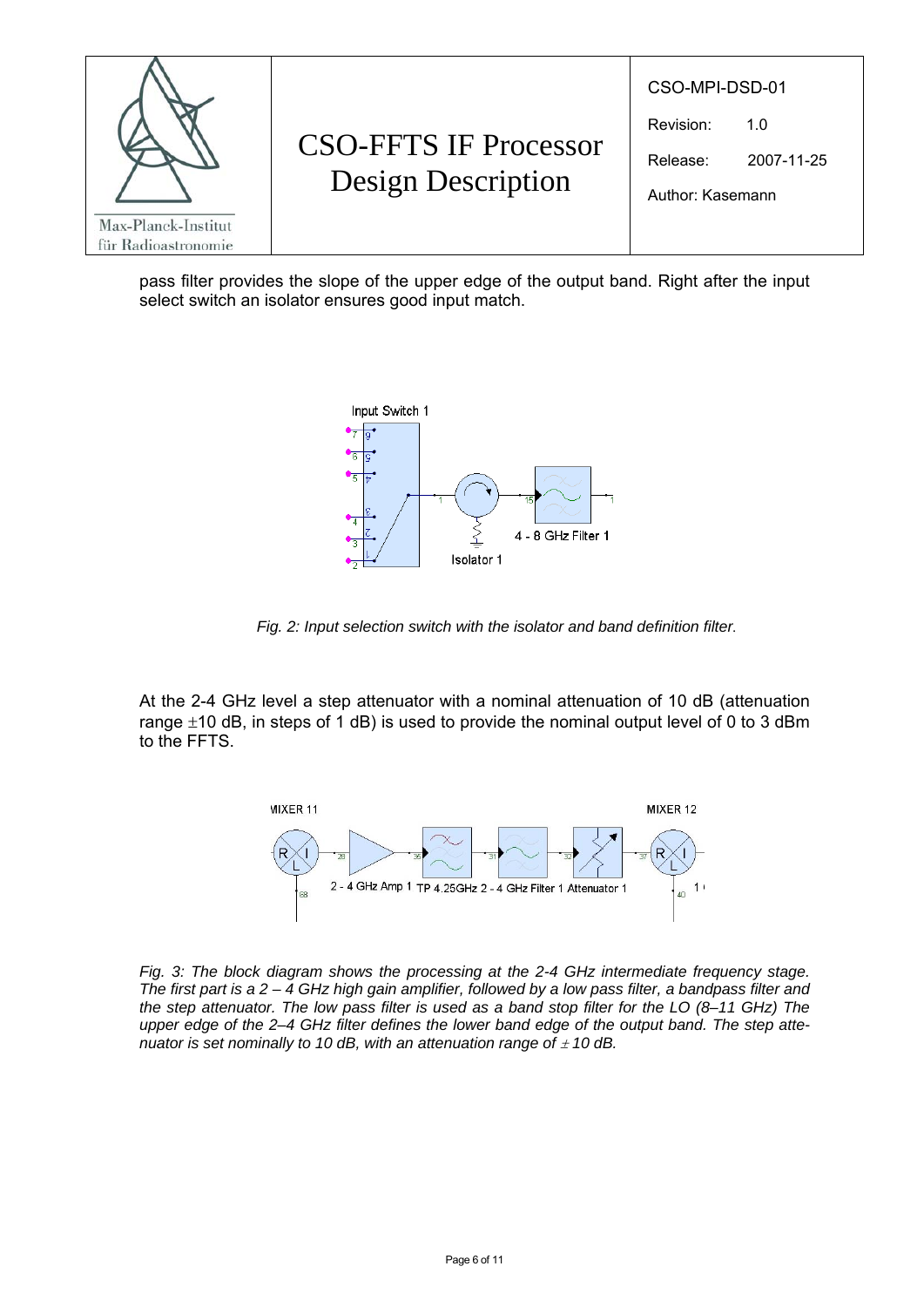pass filter provides the slope of the upper edge of the output band. Right after the input select switch an isolator ensures good input match.

*Fig. 2: Input selection switch with the isolator and band definition filter.*

At the 2-4 GHz level a step attenuator with a nominal attenuation of 10 dB (attenuation range $\pm$10 dB, in steps of 1 dB) is used to provide the nominal output level of 0 to 3 dBm to the FFTS.

*Fig. 3: The block diagram shows the processing at the 2-4 GHz intermediate frequency stage. The first part is a 2 – 4 GHz high gain amplifier, followed by a low pass filter, a bandpass filter and the step attenuator. The low pass filter is used as a band stop filter for the LO (8–11 GHz) The upper edge of the 2–4 GHz filter defines the lower band edge of the output band. The step attenuator is set nominally to 10 dB, with an attenuation range of $\pm$ 10 dB.*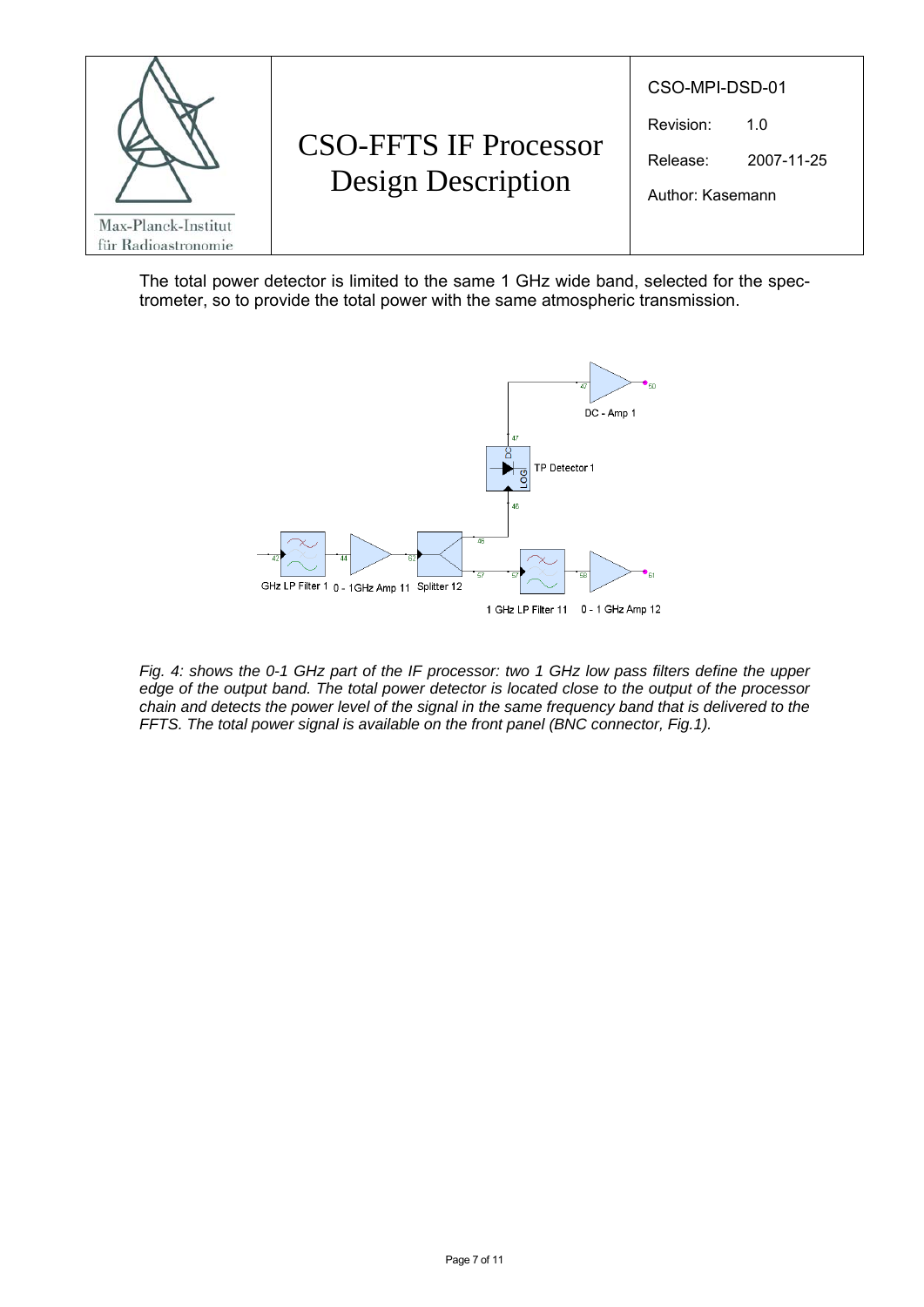The total power detector is limited to the same 1 GHz wide band, selected for the spectrometer, so to provide the total power with the same atmospheric transmission.

*Fig. 4: shows the 0-1 GHz part of the IF processor: two 1 GHz low pass filters define the upper edge of the output band. The total power detector is located close to the output of the processor chain and detects the power level of the signal in the same frequency band that is delivered to the FFTS. The total power signal is available on the front panel (BNC connector, Fig.1).*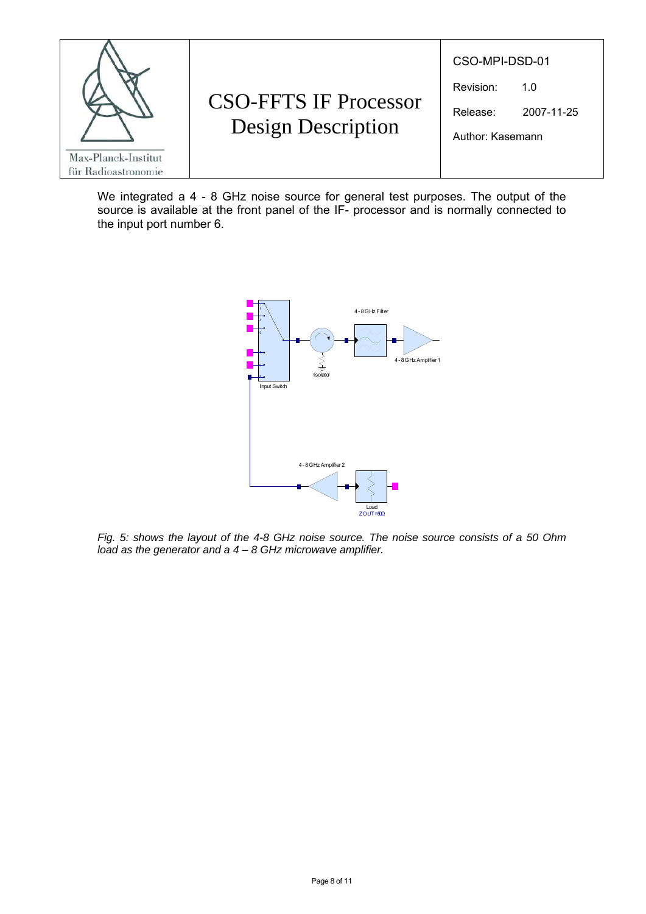We integrated a 4 - 8 GHz noise source for general test purposes. The output of the source is available at the front panel of the IF- processor and is normally connected to the input port number 6.

*Fig. 5: shows the layout of the 4-8 GHz noise source. The noise source consists of a 50 Ohm load as the generator and a 4 – 8 GHz microwave amplifier.*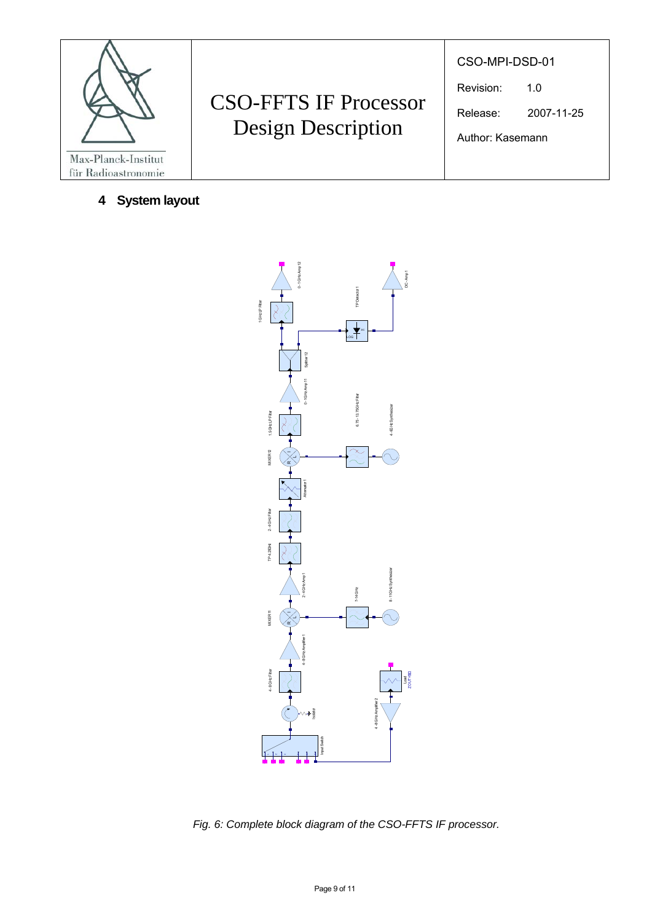## 4 System layout

*Fig. 6: Complete block diagram of the CSO-FFTS IF processor.*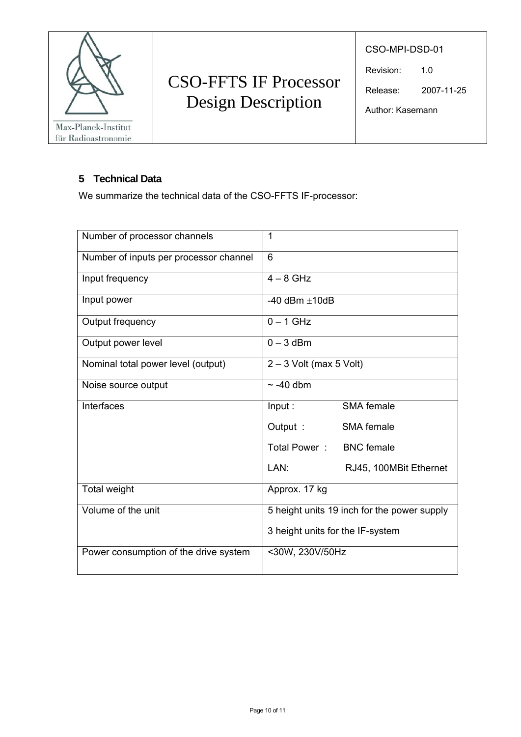## 5 Technical Data

We summarize the technical data of the CSO-FFTS IF-processor:

| | |
|---|---|
| Number of processor channels | 1 |
| Number of inputs per processor channel | 6 |
| Input frequency | 4 – 8 GHz |
| Input power | -40 dBm ±10dB |
| Output frequency | 0 – 1 GHz |
| Output power level | 0 – 3 dBm |
| Nominal total power level (output) | 2 – 3 Volt (max 5 Volt) |
| Noise source output | ~ -40 dbm |
| Interfaces | Input : SMA female<br>Output : SMA female<br>Total Power : BNC female<br>LAN: RJ45, 100MBit Ethernet |
| Total weight | Approx. 17 kg |
| Volume of the unit | 5 height units 19 inch for the power supply<br>3 height units for the IF-system |
| Power consumption of the drive system | <30W, 230V/50Hz |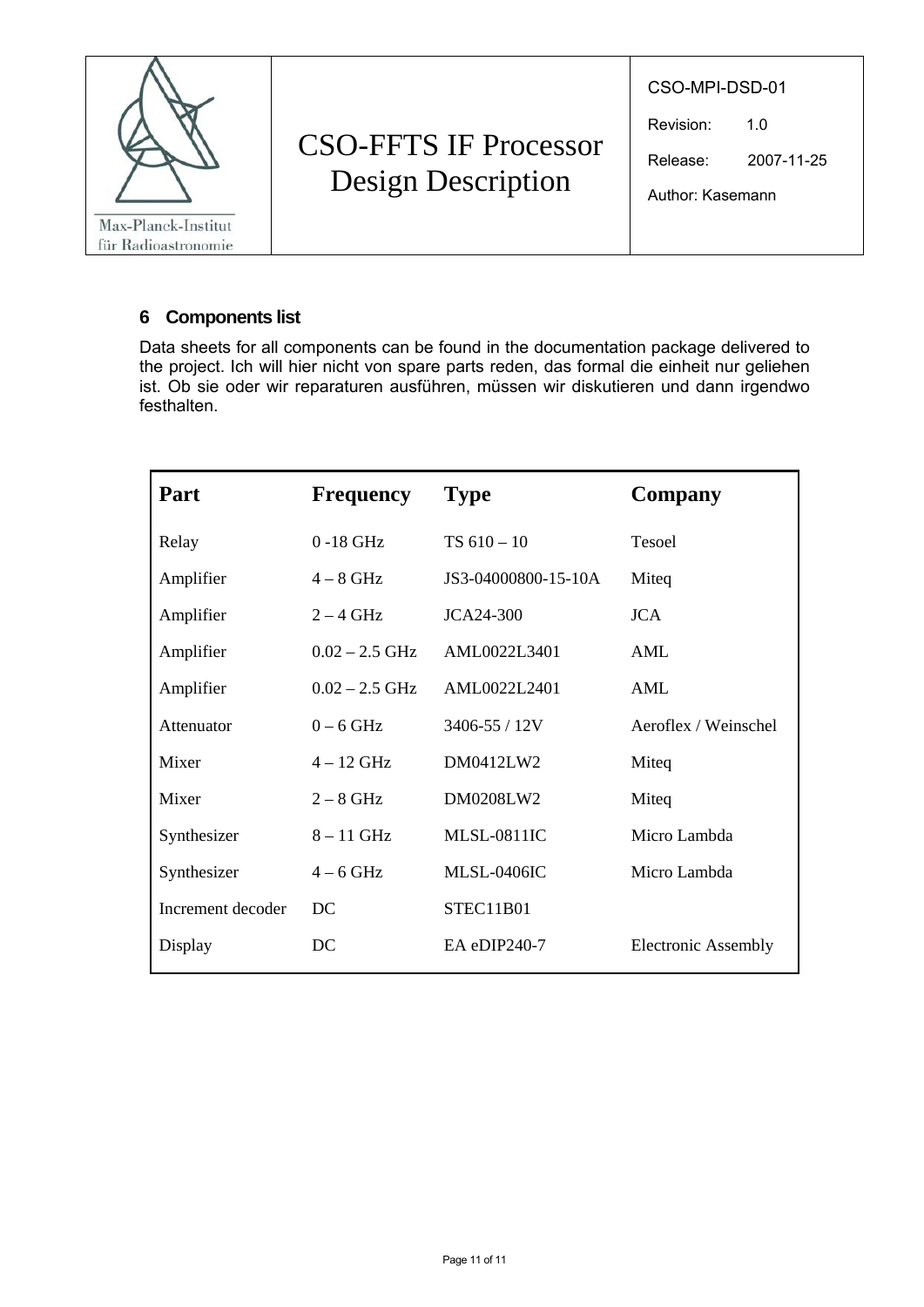## 6 Components list

Data sheets for all components can be found in the documentation package delivered to the project. Ich will hier nicht von spare parts reden, das formal die einheit nur geliehen ist. Ob sie oder wir reparaturen ausführen, müssen wir diskutieren und dann irgendwo festhalten.

| Part | Frequency | Type | Company |
|---|---|---|---|
| Relay | 0 -18 GHz | TS 610 – 10 | Tesoel |
| Amplifier | 4 – 8 GHz | JS3-04000800-15-10A | Miteq |
| Amplifier | 2 – 4 GHz | JCA24-300 | JCA |
| Amplifier | 0.02 – 2.5 GHz | AML0022L3401 | AML |
| Amplifier | 0.02 – 2.5 GHz | AML0022L2401 | AML |
| Attenuator | 0 – 6 GHz | 3406-55 / 12V | Aeroflex / Weinschel |
| Mixer | 4 – 12 GHz | DM0412LW2 | Miteq |
| Mixer | 2 – 8 GHz | DM0208LW2 | Miteq |
| Synthesizer | 8 – 11 GHz | MLSL-0811IC | Micro Lambda |
| Synthesizer | 4 – 6 GHz | MLSL-0406IC | Micro Lambda |
| Increment decoder | DC | STEC11B01 | |
| Display | DC | EA eDIP240-7 | Electronic Assembly |